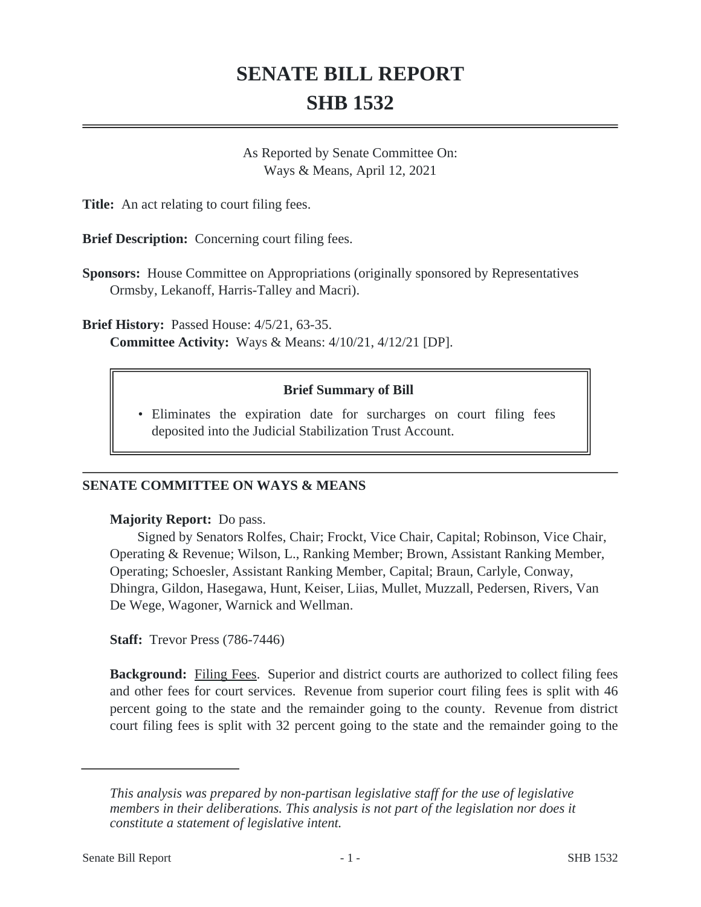# SENATE BILL REPORT
# SHB 1532

As Reported by Senate Committee On:
Ways & Means, April 12, 2021

**Title:** An act relating to court filing fees.

**Brief Description:** Concerning court filing fees.

**Sponsors:** House Committee on Appropriations (originally sponsored by Representatives Ormsby, Lekanoff, Harris-Talley and Macri).

**Brief History:** Passed House: 4/5/21, 63-35.
**Committee Activity:** Ways & Means: 4/10/21, 4/12/21 [DP].

**Brief Summary of Bill**

- Eliminates the expiration date for surcharges on court filing fees deposited into the Judicial Stabilization Trust Account.

## SENATE COMMITTEE ON WAYS & MEANS

**Majority Report:** Do pass.

Signed by Senators Rolfes, Chair; Frockt, Vice Chair, Capital; Robinson, Vice Chair, Operating & Revenue; Wilson, L., Ranking Member; Brown, Assistant Ranking Member, Operating; Schoesler, Assistant Ranking Member, Capital; Braun, Carlyle, Conway, Dhingra, Gildon, Hasegawa, Hunt, Keiser, Liias, Mullet, Muzzall, Pedersen, Rivers, Van De Wege, Wagoner, Warnick and Wellman.

**Staff:** Trevor Press (786-7446)

**Background:** Filing Fees. Superior and district courts are authorized to collect filing fees and other fees for court services. Revenue from superior court filing fees is split with 46 percent going to the state and the remainder going to the county. Revenue from district court filing fees is split with 32 percent going to the state and the remainder going to the

*This analysis was prepared by non-partisan legislative staff for the use of legislative members in their deliberations. This analysis is not part of the legislation nor does it constitute a statement of legislative intent.*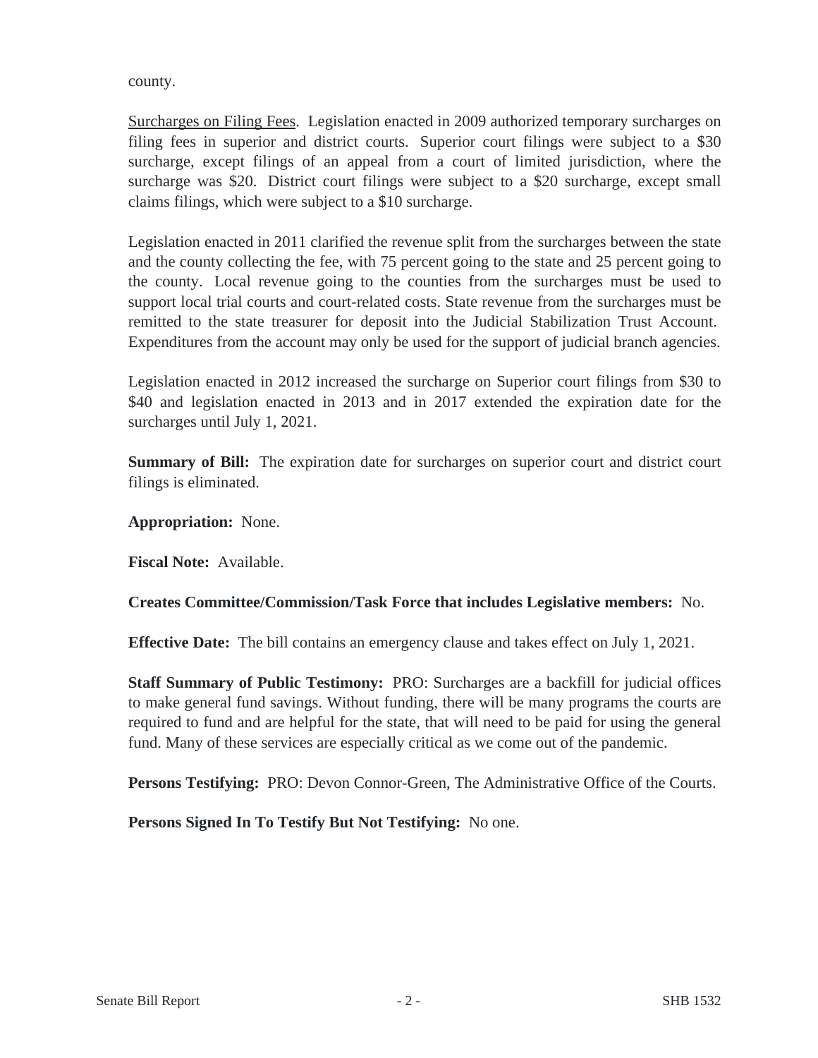county.

Surcharges on Filing Fees. Legislation enacted in 2009 authorized temporary surcharges on filing fees in superior and district courts. Superior court filings were subject to a $30 surcharge, except filings of an appeal from a court of limited jurisdiction, where the surcharge was $20. District court filings were subject to a $20 surcharge, except small claims filings, which were subject to a $10 surcharge.

Legislation enacted in 2011 clarified the revenue split from the surcharges between the state and the county collecting the fee, with 75 percent going to the state and 25 percent going to the county. Local revenue going to the counties from the surcharges must be used to support local trial courts and court-related costs. State revenue from the surcharges must be remitted to the state treasurer for deposit into the Judicial Stabilization Trust Account. Expenditures from the account may only be used for the support of judicial branch agencies.

Legislation enacted in 2012 increased the surcharge on Superior court filings from $30 to $40 and legislation enacted in 2013 and in 2017 extended the expiration date for the surcharges until July 1, 2021.

**Summary of Bill:** The expiration date for surcharges on superior court and district court filings is eliminated.

**Appropriation:** None.

**Fiscal Note:** Available.

**Creates Committee/Commission/Task Force that includes Legislative members:** No.

**Effective Date:** The bill contains an emergency clause and takes effect on July 1, 2021.

**Staff Summary of Public Testimony:** PRO: Surcharges are a backfill for judicial offices to make general fund savings. Without funding, there will be many programs the courts are required to fund and are helpful for the state, that will need to be paid for using the general fund. Many of these services are especially critical as we come out of the pandemic.

**Persons Testifying:** PRO: Devon Connor-Green, The Administrative Office of the Courts.

**Persons Signed In To Testify But Not Testifying:** No one.